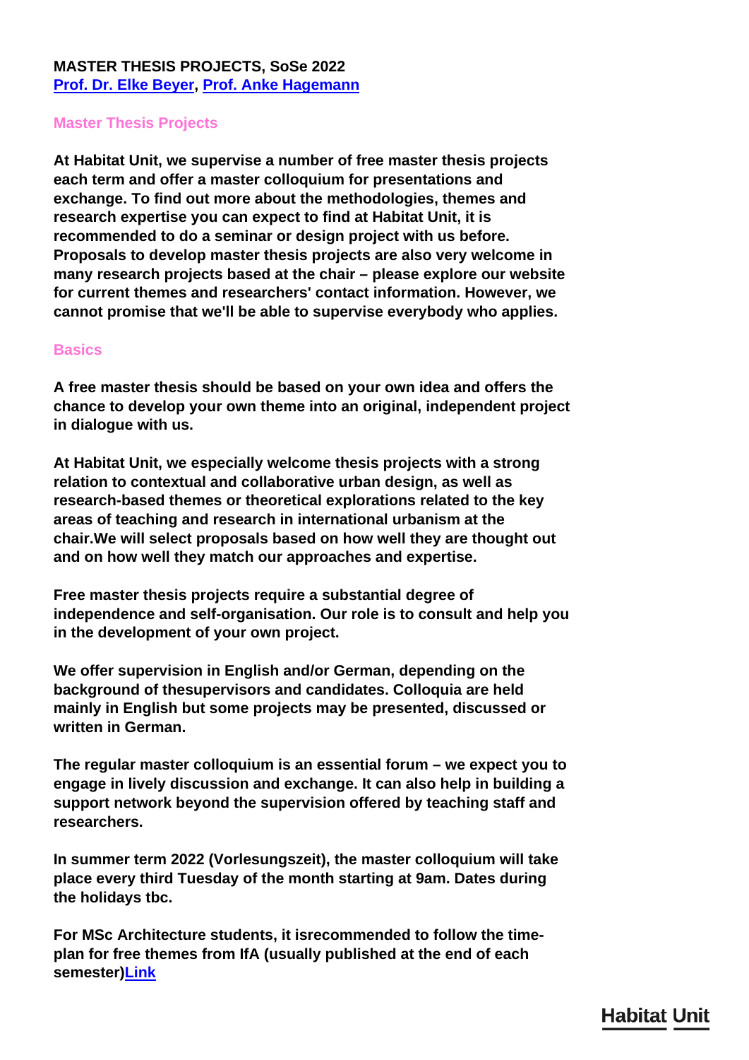**MASTER THESIS PROJECTS, SoSe 2022**
**Prof. Dr. Elke Beyer, Prof. Anke Hagemann**

## Master Thesis Projects

**At Habitat Unit, we supervise a number of free master thesis projects each term and offer a master colloquium for presentations and exchange. To find out more about the methodologies, themes and research expertise you can expect to find at Habitat Unit, it is recommended to do a seminar or design project with us before. Proposals to develop master thesis projects are also very welcome in many research projects based at the chair – please explore our website for current themes and researchers' contact information. However, we cannot promise that we'll be able to supervise everybody who applies.**

## Basics

**A free master thesis should be based on your own idea and offers the chance to develop your own theme into an original, independent project in dialogue with us.**

**At Habitat Unit, we especially welcome thesis projects with a strong relation to contextual and collaborative urban design, as well as research-based themes or theoretical explorations related to the key areas of teaching and research in international urbanism at the chair.We will select proposals based on how well they are thought out and on how well they match our approaches and expertise.**

**Free master thesis projects require a substantial degree of independence and self-organisation. Our role is to consult and help you in the development of your own project.**

**We offer supervision in English and/or German, depending on the background of thesupervisors and candidates. Colloquia are held mainly in English but some projects may be presented, discussed or written in German.**

**The regular master colloquium is an essential forum – we expect you to engage in lively discussion and exchange. It can also help in building a support network beyond the supervision offered by teaching staff and researchers.**

**In summer term 2022 (Vorlesungszeit), the master colloquium will take place every third Tuesday of the month starting at 9am. Dates during the holidays tbc.**

**For MSc Architecture students, it isrecommended to follow the time-plan for free themes from IfA (usually published at the end of each semester)Link**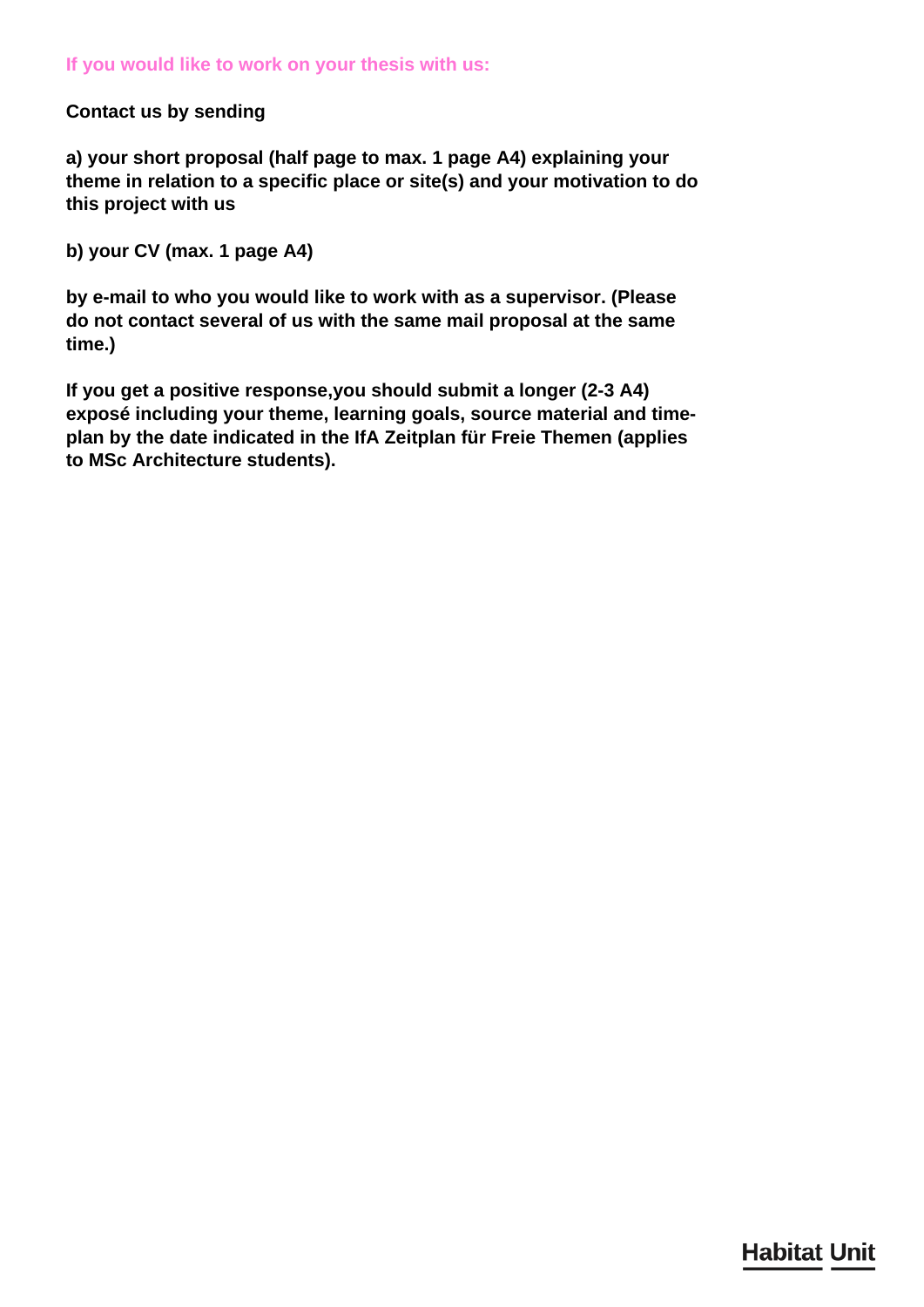## If you would like to work on your thesis with us:

**Contact us by sending**

**a) your short proposal (half page to max. 1 page A4) explaining your theme in relation to a specific place or site(s) and your motivation to do this project with us**

**b) your CV (max. 1 page A4)**

**by e-mail to who you would like to work with as a supervisor. (Please do not contact several of us with the same mail proposal at the same time.)**

**If you get a positive response,you should submit a longer (2-3 A4) exposé including your theme, learning goals, source material and time-plan by the date indicated in the IfA Zeitplan für Freie Themen (applies to MSc Architecture students).**